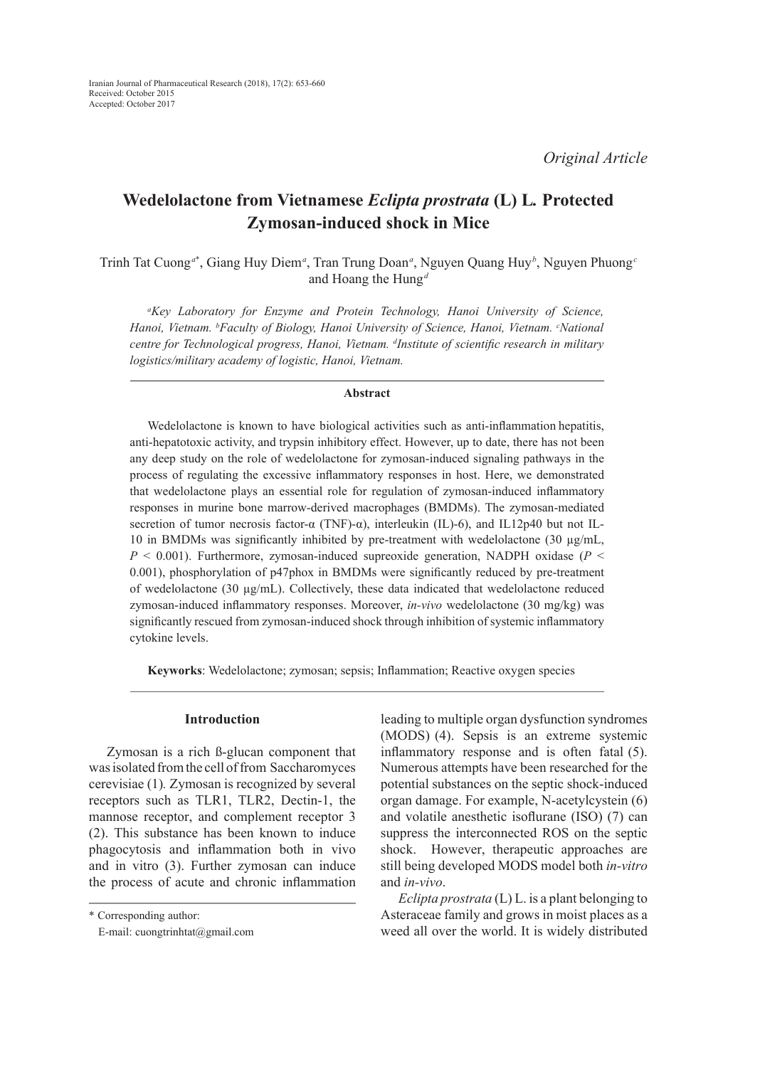Iranian Journal of Pharmaceutical Research (2018), 17(2): 653-660
Received: October 2015
Accepted: October 2017

*Original Article*

# Wedelolactone from Vietnamese *Eclipta prostrata* (L) L. Protected Zymosan-induced shock in Mice

Trinh Tat Cuong[a*], Giang Huy Diem[a], Tran Trung Doan[a], Nguyen Quang Huy[b], Nguyen Phuong[c] and Hoang the Hung[d]

[a]*Key Laboratory for Enzyme and Protein Technology, Hanoi University of Science, Hanoi, Vietnam.* [b]*Faculty of Biology, Hanoi University of Science, Hanoi, Vietnam.* [c]*National centre for Technological progress, Hanoi, Vietnam.* [d]*Institute of scientific research in military logistics/military academy of logistic, Hanoi, Vietnam.*

### Abstract

Wedelolactone is known to have biological activities such as anti-inflammation hepatitis, anti-hepatotoxic activity, and trypsin inhibitory effect. However, up to date, there has not been any deep study on the role of wedelolactone for zymosan-induced signaling pathways in the process of regulating the excessive inflammatory responses in host. Here, we demonstrated that wedelolactone plays an essential role for regulation of zymosan-induced inflammatory responses in murine bone marrow-derived macrophages (BMDMs). The zymosan-mediated secretion of tumor necrosis factor-α (TNF)-α), interleukin (IL)-6), and IL12p40 but not IL-10 in BMDMs was significantly inhibited by pre-treatment with wedelolactone (30 µg/mL, $P < 0.001$). Furthermore, zymosan-induced supreoxide generation, NADPH oxidase ($P < 0.001$), phosphorylation of p47phox in BMDMs were significantly reduced by pre-treatment of wedelolactone (30 µg/mL). Collectively, these data indicated that wedelolactone reduced zymosan-induced inflammatory responses. Moreover, *in-vivo* wedelolactone (30 mg/kg) was significantly rescued from zymosan-induced shock through inhibition of systemic inflammatory cytokine levels.

**Keyworks**: Wedelolactone; zymosan; sepsis; Inflammation; Reactive oxygen species

## Introduction

Zymosan is a rich ß-glucan component that was isolated from the cell of from Saccharomyces cerevisiae (1). Zymosan is recognized by several receptors such as TLR1, TLR2, Dectin-1, the mannose receptor, and complement receptor 3 (2). This substance has been known to induce phagocytosis and inflammation both in vivo and in vitro (3). Further zymosan can induce the process of acute and chronic inflammation leading to multiple organ dysfunction syndromes (MODS) (4). Sepsis is an extreme systemic inflammatory response and is often fatal (5). Numerous attempts have been researched for the potential substances on the septic shock-induced organ damage. For example, N-acetylcystein (6) and volatile anesthetic isoflurane (ISO) (7) can suppress the interconnected ROS on the septic shock. However, therapeutic approaches are still being developed MODS model both *in-vitro* and *in-vivo*.

*Eclipta prostrata* (L) L. is a plant belonging to Asteraceae family and grows in moist places as a weed all over the world. It is widely distributed

\* Corresponding author:
E-mail: cuongtrinhtat@gmail.com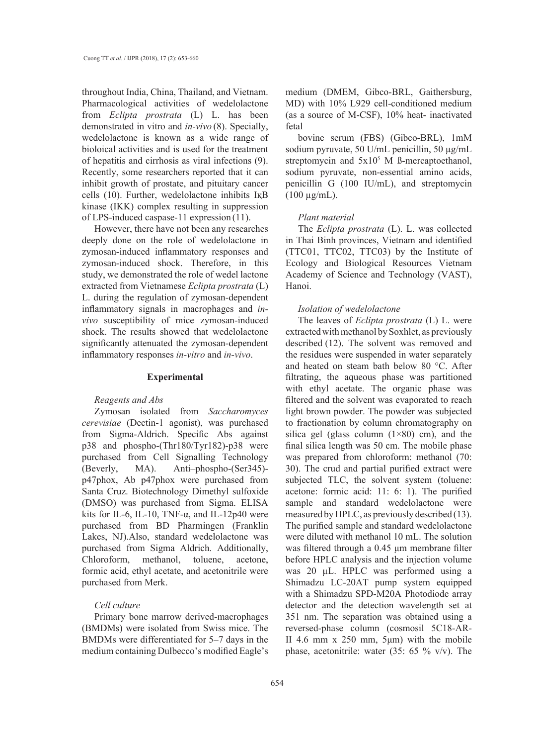throughout India, China, Thailand, and Vietnam. Pharmacological activities of wedelolactone from *Eclipta prostrata* (L) L. has been demonstrated in vitro and *in-vivo* (8). Specially, wedelolactone is known as a wide range of bioloical activities and is used for the treatment of hepatitis and cirrhosis as viral infections (9). Recently, some researchers reported that it can inhibit growth of prostate, and pituitary cancer cells (10). Further, wedelolactone inhibits IκB kinase (IKK) complex resulting in suppression of LPS-induced caspase-11 expression (11).

However, there have not been any researches deeply done on the role of wedelolactone in zymosan-induced inflammatory responses and zymosan-induced shock. Therefore, in this study, we demonstrated the role of wedel lactone extracted from Vietnamese *Eclipta prostrata* (L) L. during the regulation of zymosan-dependent inflammatory signals in macrophages and *in-vivo* susceptibility of mice zymosan-induced shock. The results showed that wedelolactone significantly attenuated the zymosan-dependent inflammatory responses *in-vitro* and *in-vivo*.

## Experimental

### *Reagents and Abs*

Zymosan isolated from *Saccharomyces cerevisiae* (Dectin-1 agonist), was purchased from Sigma-Aldrich. Specific Abs against p38 and phospho-(Thr180/Tyr182)-p38 were purchased from Cell Signalling Technology (Beverly, MA). Anti–phospho-(Ser345)-p47phox, Ab p47phox were purchased from Santa Cruz. Biotechnology Dimethyl sulfoxide (DMSO) was purchased from Sigma. ELISA kits for IL-6, IL-10, TNF-α, and IL-12p40 were purchased from BD Pharmingen (Franklin Lakes, NJ).Also, standard wedelolactone was purchased from Sigma Aldrich. Additionally, Chloroform, methanol, toluene, acetone, formic acid, ethyl acetate, and acetonitrile were purchased from Merk.

### *Cell culture*

Primary bone marrow derived-macrophages (BMDMs) were isolated from Swiss mice. The BMDMs were differentiated for 5–7 days in the medium containing Dulbecco's modified Eagle's medium (DMEM, Gibco-BRL, Gaithersburg, MD) with 10% L929 cell-conditioned medium (as a source of M-CSF), 10% heat- inactivated fetal

bovine serum (FBS) (Gibco-BRL), 1mM sodium pyruvate, 50 U/mL penicillin, 50 µg/mL streptomycin and $5x10^5$ M ß-mercaptoethanol, sodium pyruvate, non-essential amino acids, penicillin G (100 IU/mL), and streptomycin (100 µg/mL).

### *Plant material*

The *Eclipta prostrata* (L). L. was collected in Thai Binh provinces, Vietnam and identified (TTC01, TTC02, TTC03) by the Institute of Ecology and Biological Resources Vietnam Academy of Science and Technology (VAST), Hanoi.

### *Isolation of wedelolactone*

The leaves of *Eclipta prostrata* (L) L. were extracted with methanol by Soxhlet, as previously described (12). The solvent was removed and the residues were suspended in water separately and heated on steam bath below 80 °C. After filtrating, the aqueous phase was partitioned with ethyl acetate. The organic phase was filtered and the solvent was evaporated to reach light brown powder. The powder was subjected to fractionation by column chromatography on silica gel (glass column (1×80) cm), and the final silica length was 50 cm. The mobile phase was prepared from chloroform: methanol (70: 30). The crud and partial purified extract were subjected TLC, the solvent system (toluene: acetone: formic acid: 11: 6: 1). The purified sample and standard wedelolactone were measured by HPLC, as previously described (13). The purified sample and standard wedelolactone were diluted with methanol 10 mL. The solution was filtered through a 0.45 µm membrane filter before HPLC analysis and the injection volume was 20 µL. HPLC was performed using a Shimadzu LC-20AT pump system equipped with a Shimadzu SPD-M20A Photodiode array detector and the detection wavelength set at 351 nm. The separation was obtained using a reversed-phase column (cosmosil 5C18-AR-II 4.6 mm x 250 mm, 5µm) with the mobile phase, acetonitrile: water (35: 65 % v/v). The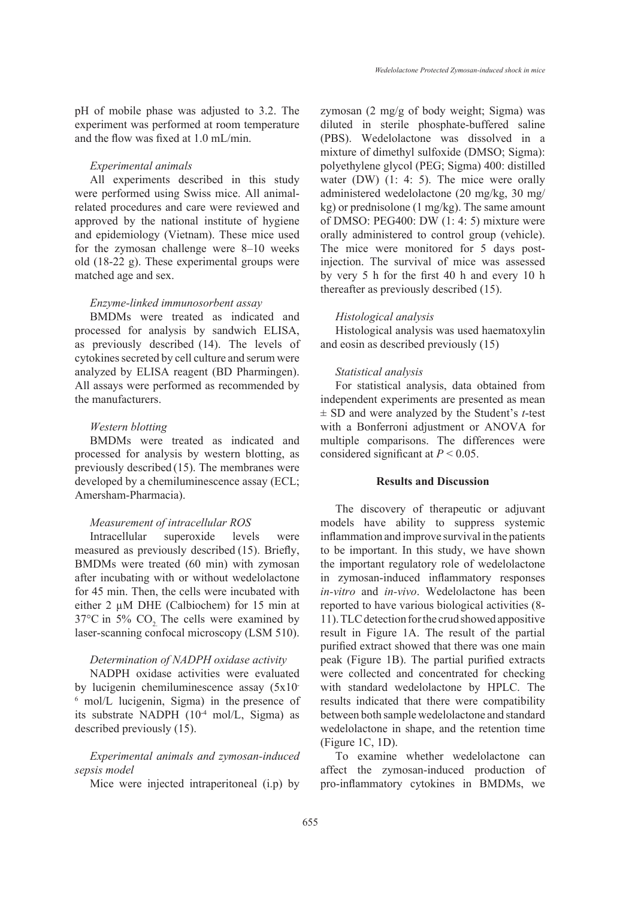pH of mobile phase was adjusted to 3.2. The experiment was performed at room temperature and the flow was fixed at 1.0 mL/min.

*Experimental animals*

All experiments described in this study were performed using Swiss mice. All animal-related procedures and care were reviewed and approved by the national institute of hygiene and epidemiology (Vietnam). These mice used for the zymosan challenge were 8–10 weeks old (18-22 g). These experimental groups were matched age and sex.

*Enzyme-linked immunosorbent assay*

BMDMs were treated as indicated and processed for analysis by sandwich ELISA, as previously described (14). The levels of cytokines secreted by cell culture and serum were analyzed by ELISA reagent (BD Pharmingen). All assays were performed as recommended by the manufacturers.

*Western blotting*

BMDMs were treated as indicated and processed for analysis by western blotting, as previously described (15). The membranes were developed by a chemiluminescence assay (ECL; Amersham-Pharmacia).

*Measurement of intracellular ROS*

Intracellular superoxide levels were measured as previously described (15). Briefly, BMDMs were treated (60 min) with zymosan after incubating with or without wedelolactone for 45 min. Then, the cells were incubated with either 2 μM DHE (Calbiochem) for 15 min at 37°C in 5% $CO_2$. The cells were examined by laser-scanning confocal microscopy (LSM 510).

*Determination of NADPH oxidase activity*

NADPH oxidase activities were evaluated by lucigenin chemiluminescence assay ($5x10^{-6}$ mol/L lucigenin, Sigma) in the presence of its substrate NADPH ($10^{-4}$ mol/L, Sigma) as described previously (15).

*Experimental animals and zymosan-induced sepsis model*

Mice were injected intraperitoneal (i.p) by zymosan (2 mg/g of body weight; Sigma) was diluted in sterile phosphate-buffered saline (PBS). Wedelolactone was dissolved in a mixture of dimethyl sulfoxide (DMSO; Sigma): polyethylene glycol (PEG; Sigma) 400: distilled water (DW) (1: 4: 5). The mice were orally administered wedelolactone (20 mg/kg, 30 mg/kg) or prednisolone (1 mg/kg). The same amount of DMSO: PEG400: DW (1: 4: 5) mixture were orally administered to control group (vehicle). The mice were monitored for 5 days post-injection. The survival of mice was assessed by very 5 h for the first 40 h and every 10 h thereafter as previously described (15).

*Histological analysis*

Histological analysis was used haematoxylin and eosin as described previously (15)

*Statistical analysis*

For statistical analysis, data obtained from independent experiments are presented as mean ± SD and were analyzed by the Student's *t*-test with a Bonferroni adjustment or ANOVA for multiple comparisons. The differences were considered significant at $P < 0.05$.

## Results and Discussion

The discovery of therapeutic or adjuvant models have ability to suppress systemic inflammation and improve survival in the patients to be important. In this study, we have shown the important regulatory role of wedelolactone in zymosan-induced inflammatory responses *in-vitro* and *in-vivo*. Wedelolactone has been reported to have various biological activities (8-11). TLC detection for the crud showed appositive result in Figure 1A. The result of the partial purified extract showed that there was one main peak (Figure 1B). The partial purified extracts were collected and concentrated for checking with standard wedelolactone by HPLC. The results indicated that there were compatibility between both sample wedelolactone and standard wedelolactone in shape, and the retention time (Figure 1C, 1D).

To examine whether wedelolactone can affect the zymosan-induced production of pro-inflammatory cytokines in BMDMs, we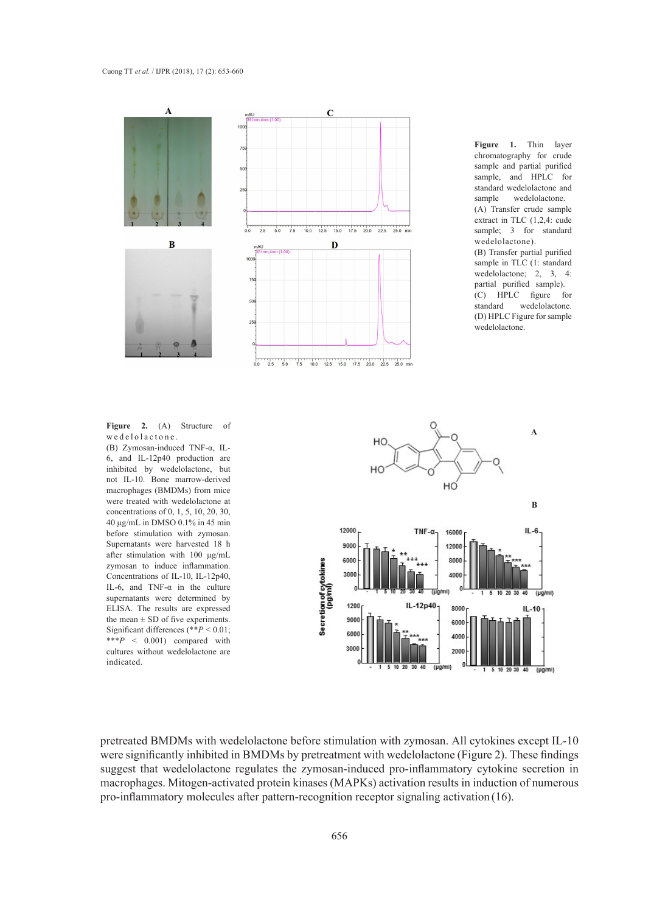**Figure 1.** Thin layer chromatography for crude sample and partial purified sample, and HPLC for standard wedelolactone and sample wedelolactone.
(A) Transfer crude sample extract in TLC (1,2,4: cude sample; 3 for standard wedelolactone).
(B) Transfer partial purified sample in TLC (1: standard wedelolactone; 2, 3, 4: partial purified sample).
(C) HPLC figure for standard wedelolactone.
(D) HPLC Figure for sample wedelolactone.

**Figure 2.** (A) Structure of wedelolactone.
(B) Zymosan-induced TNF-α, IL-6, and IL-12p40 production are inhibited by wedelolactone, but not IL-10. Bone marrow-derived macrophages (BMDMs) from mice were treated with wedelolactone at concentrations of 0, 1, 5, 10, 20, 30, 40 μg/mL in DMSO 0.1% in 45 min before stimulation with zymosan. Supernatants were harvested 18 h after stimulation with 100 μg/mL zymosan to induce inflammation. Concentrations of IL-10, IL-12p40, IL-6, and TNF-α in the culture supernatants were determined by ELISA. The results are expressed the mean ± SD of five experiments. Significant differences (** $P < 0.01$; *** $P < 0.001$) compared with cultures without wedelolactone are indicated.

pretreated BMDMs with wedelolactone before stimulation with zymosan. All cytokines except IL-10 were significantly inhibited in BMDMs by pretreatment with wedelolactone (Figure 2). These findings suggest that wedelolactone regulates the zymosan-induced pro-inflammatory cytokine secretion in macrophages. Mitogen-activated protein kinases (MAPKs) activation results in induction of numerous pro-inflammatory molecules after pattern-recognition receptor signaling activation (16).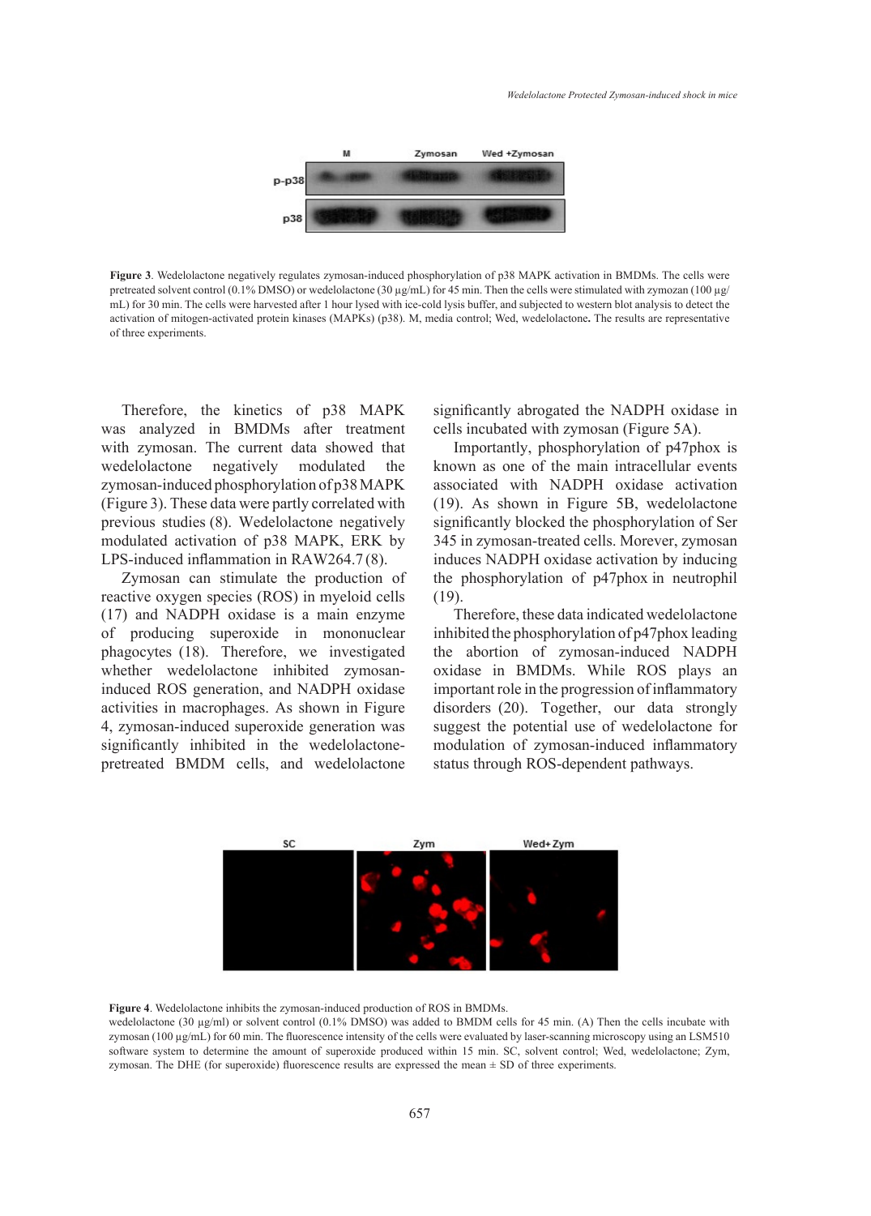Figure 3. Wedelolactone negatively regulates zymosan-induced phosphorylation of p38 MAPK activation in BMDMs. The cells were pretreated solvent control (0.1% DMSO) or wedelolactone (30 µg/mL) for 45 min. Then the cells were stimulated with zymozan (100 µg/mL) for 30 min. The cells were harvested after 1 hour lysed with ice-cold lysis buffer, and subjected to western blot analysis to detect the activation of mitogen-activated protein kinases (MAPKs) (p38). M, media control; Wed, wedelolactone. The results are representative of three experiments.

Therefore, the kinetics of p38 MAPK was analyzed in BMDMs after treatment with zymosan. The current data showed that wedelolactone negatively modulated the zymosan-induced phosphorylation of p38 MAPK (Figure 3). These data were partly correlated with previous studies (8). Wedelolactone negatively modulated activation of p38 MAPK, ERK by LPS-induced inflammation in RAW264.7 (8).

Zymosan can stimulate the production of reactive oxygen species (ROS) in myeloid cells (17) and NADPH oxidase is a main enzyme of producing superoxide in mononuclear phagocytes (18). Therefore, we investigated whether wedelolactone inhibited zymosan-induced ROS generation, and NADPH oxidase activities in macrophages. As shown in Figure 4, zymosan-induced superoxide generation was significantly inhibited in the wedelolactone-pretreated BMDM cells, and wedelolactone significantly abrogated the NADPH oxidase in cells incubated with zymosan (Figure 5A).

Importantly, phosphorylation of p47phox is known as one of the main intracellular events associated with NADPH oxidase activation (19). As shown in Figure 5B, wedelolactone significantly blocked the phosphorylation of Ser 345 in zymosan-treated cells. Morever, zymosan induces NADPH oxidase activation by inducing the phosphorylation of p47phox in neutrophil (19).

Therefore, these data indicated wedelolactone inhibited the phosphorylation of p47phox leading the abortion of zymosan-induced NADPH oxidase in BMDMs. While ROS plays an important role in the progression of inflammatory disorders (20). Together, our data strongly suggest the potential use of wedelolactone for modulation of zymosan-induced inflammatory status through ROS-dependent pathways.

Figure 4. Wedelolactone inhibits the zymosan-induced production of ROS in BMDMs.
wedelolactone (30 µg/ml) or solvent control (0.1% DMSO) was added to BMDM cells for 45 min. (A) Then the cells incubate with zymosan (100 µg/mL) for 60 min. The fluorescence intensity of the cells were evaluated by laser-scanning microscopy using an LSM510 software system to determine the amount of superoxide produced within 15 min. SC, solvent control; Wed, wedelolactone; Zym, zymosan. The DHE (for superoxide) fluorescence results are expressed the mean ± SD of three experiments.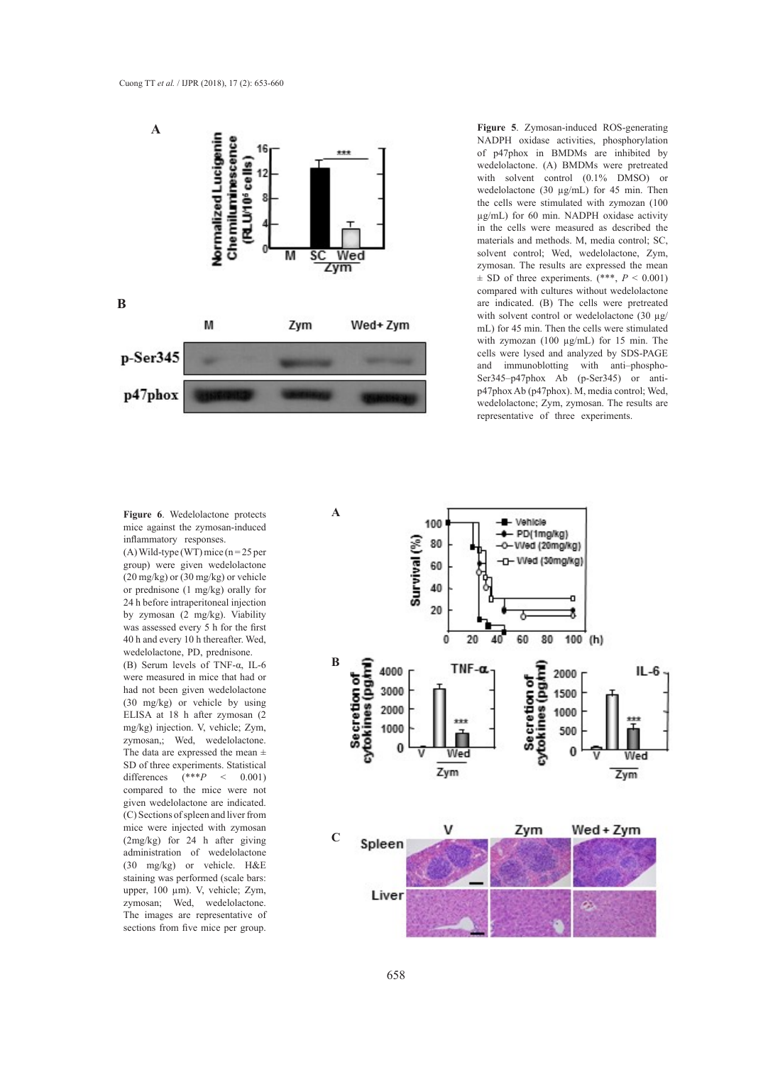**Figure 5**. Zymosan-induced ROS-generating NADPH oxidase activities, phosphorylation of p47phox in BMDMs are inhibited by wedelolactone. (A) BMDMs were pretreated with solvent control (0.1% DMSO) or wedelolactone (30 μg/mL) for 45 min. Then the cells were stimulated with zymozan (100 μg/mL) for 60 min. NADPH oxidase activity in the cells were measured as described the materials and methods. M, media control; SC, solvent control; Wed, wedelolactone, Zym, zymosan. The results are expressed the mean ± SD of three experiments. (***, $P < 0.001$) compared with cultures without wedelolactone are indicated. (B) The cells were pretreated with solvent control or wedelolactone (30 μg/mL) for 45 min. Then the cells were stimulated with zymozan (100 μg/mL) for 15 min. The cells were lysed and analyzed by SDS-PAGE and immunoblotting with anti–phospho-Ser345–p47phox Ab (p-Ser345) or anti-p47phox Ab (p47phox). M, media control; Wed, wedelolactone; Zym, zymosan. The results are representative of three experiments.

**Figure 6**. Wedelolactone protects mice against the zymosan-induced inflammatory responses.
(A) Wild-type (WT) mice (n = 25 per group) were given wedelolactone (20 mg/kg) or (30 mg/kg) or vehicle or prednisone (1 mg/kg) orally for 24 h before intraperitoneal injection by zymosan (2 mg/kg). Viability was assessed every 5 h for the first 40 h and every 10 h thereafter. Wed, wedelolactone, PD, prednisone.
(B) Serum levels of TNF-α, IL-6 were measured in mice that had or had not been given wedelolactone (30 mg/kg) or vehicle by using ELISA at 18 h after zymosan (2 mg/kg) injection. V, vehicle; Zym, zymosan,; Wed, wedelolactone. The data are expressed the mean ± SD of three experiments. Statistical differences (***$P < 0.001$) compared to the mice were not given wedelolactone are indicated.
(C) Sections of spleen and liver from mice were injected with zymosan (2mg/kg) for 24 h after giving administration of wedelolactone (30 mg/kg) or vehicle. H&E staining was performed (scale bars: upper, 100 μm). V, vehicle; Zym, zymosan; Wed, wedelolactone. The images are representative of sections from five mice per group.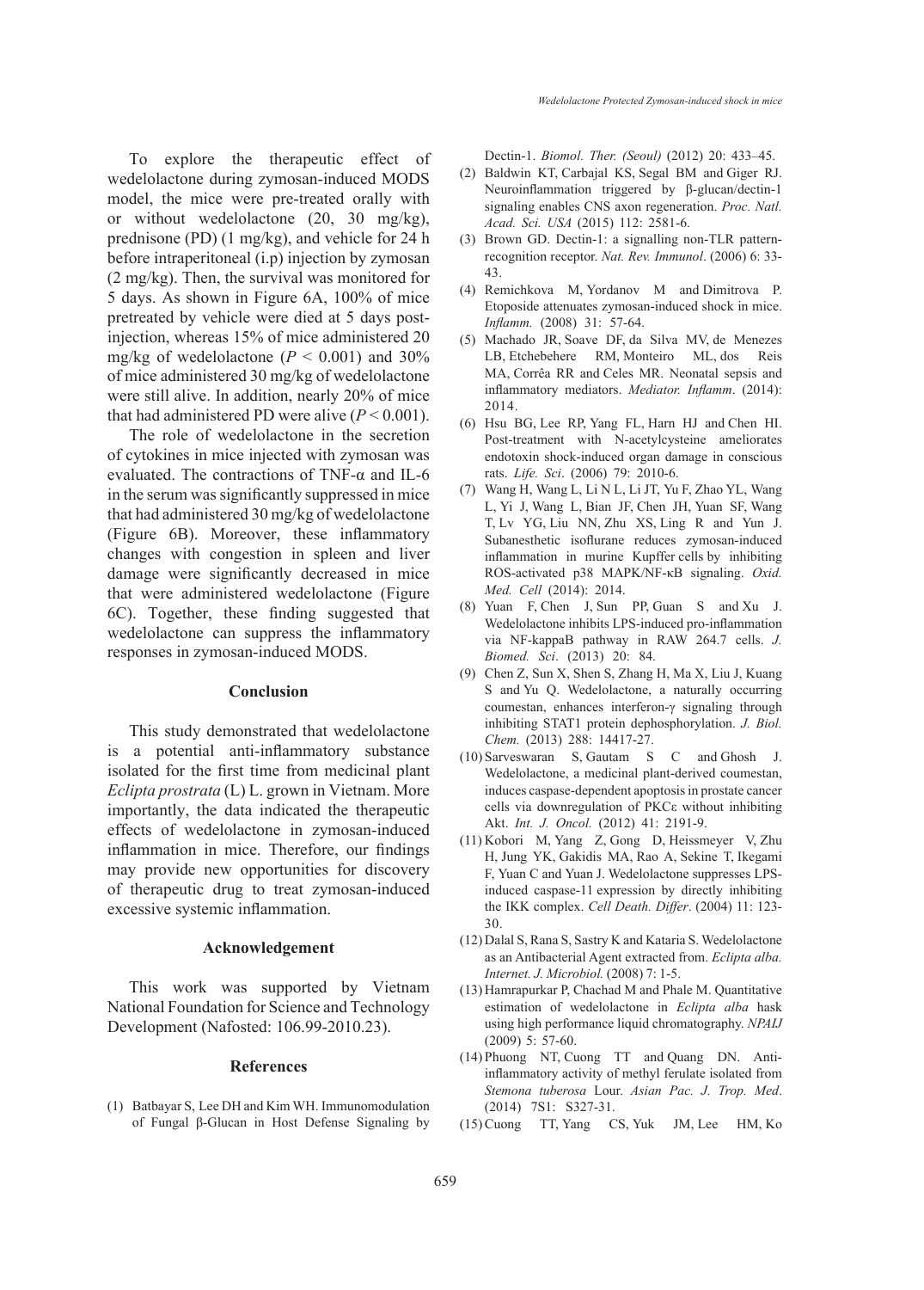To explore the therapeutic effect of wedelolactone during zymosan-induced MODS model, the mice were pre-treated orally with or without wedelolactone (20, 30 mg/kg), prednisone (PD) (1 mg/kg), and vehicle for 24 h before intraperitoneal (i.p) injection by zymosan (2 mg/kg). Then, the survival was monitored for 5 days. As shown in Figure 6A, 100% of mice pretreated by vehicle were died at 5 days post-injection, whereas 15% of mice administered 20 mg/kg of wedelolactone ($P < 0.001$) and 30% of mice administered 30 mg/kg of wedelolactone were still alive. In addition, nearly 20% of mice that had administered PD were alive ($P < 0.001$).

The role of wedelolactone in the secretion of cytokines in mice injected with zymosan was evaluated. The contractions of TNF-α and IL-6 in the serum was significantly suppressed in mice that had administered 30 mg/kg of wedelolactone (Figure 6B). Moreover, these inflammatory changes with congestion in spleen and liver damage were significantly decreased in mice that were administered wedelolactone (Figure 6C). Together, these finding suggested that wedelolactone can suppress the inflammatory responses in zymosan-induced MODS.

## Conclusion

This study demonstrated that wedelolactone is a potential anti-inflammatory substance isolated for the first time from medicinal plant *Eclipta prostrata* (L) L. grown in Vietnam. More importantly, the data indicated the therapeutic effects of wedelolactone in zymosan-induced inflammation in mice. Therefore, our findings may provide new opportunities for discovery of therapeutic drug to treat zymosan-induced excessive systemic inflammation.

## Acknowledgement

This work was supported by Vietnam National Foundation for Science and Technology Development (Nafosted: 106.99-2010.23).

## References

(1) Batbayar S, Lee DH and Kim WH. Immunomodulation of Fungal β-Glucan in Host Defense Signaling by Dectin-1. *Biomol. Ther. (Seoul)* (2012) 20: 433–45.

(2) Baldwin KT, Carbajal KS, Segal BM and Giger RJ. Neuroinflammation triggered by β-glucan/dectin-1 signaling enables CNS axon regeneration. *Proc. Natl. Acad. Sci. USA* (2015) 112: 2581-6.

(3) Brown GD. Dectin-1: a signalling non-TLR pattern-recognition receptor. *Nat. Rev. Immunol*. (2006) 6: 33-43.

(4) Remichkova M, Yordanov M and Dimitrova P. Etoposide attenuates zymosan-induced shock in mice. *Inflamm.* (2008) 31: 57-64.

(5) Machado JR, Soave DF, da Silva MV, de Menezes LB, Etchebehere RM, Monteiro ML, dos Reis MA, Corrêa RR and Celes MR. Neonatal sepsis and inflammatory mediators. *Mediator. Inflamm*. (2014): 2014.

(6) Hsu BG, Lee RP, Yang FL, Harn HJ and Chen HI. Post-treatment with N-acetylcysteine ameliorates endotoxin shock-induced organ damage in conscious rats. *Life. Sci*. (2006) 79: 2010-6.

(7) Wang H, Wang L, Li N L, Li JT, Yu F, Zhao YL, Wang L, Yi J, Wang L, Bian JF, Chen JH, Yuan SF, Wang T, Lv YG, Liu NN, Zhu XS, Ling R and Yun J. Subanesthetic isoflurane reduces zymosan-induced inflammation in murine Kupffer cells by inhibiting ROS-activated p38 MAPK/NF-κB signaling. *Oxid. Med. Cell* (2014): 2014.

(8) Yuan F, Chen J, Sun PP, Guan S and Xu J. Wedelolactone inhibits LPS-induced pro-inflammation via NF-kappaB pathway in RAW 264.7 cells. *J. Biomed. Sci*. (2013) 20: 84.

(9) Chen Z, Sun X, Shen S, Zhang H, Ma X, Liu J, Kuang S and Yu Q. Wedelolactone, a naturally occurring coumestan, enhances interferon-γ signaling through inhibiting STAT1 protein dephosphorylation. *J. Biol. Chem.* (2013) 288: 14417-27.

(10) Sarveswaran S, Gautam S C and Ghosh J. Wedelolactone, a medicinal plant-derived coumestan, induces caspase-dependent apoptosis in prostate cancer cells via downregulation of PKCε without inhibiting Akt. *Int. J. Oncol.* (2012) 41: 2191-9.

(11) Kobori M, Yang Z, Gong D, Heissmeyer V, Zhu H, Jung YK, Gakidis MA, Rao A, Sekine T, Ikegami F, Yuan C and Yuan J. Wedelolactone suppresses LPS-induced caspase-11 expression by directly inhibiting the IKK complex. *Cell Death. Differ*. (2004) 11: 123-30.

(12) Dalal S, Rana S, Sastry K and Kataria S. Wedelolactone as an Antibacterial Agent extracted from. *Eclipta alba. Internet. J. Microbiol.* (2008) 7: 1-5.

(13) Hamrapurkar P, Chachad M and Phale M. Quantitative estimation of wedelolactone in *Eclipta alba* hask using high performance liquid chromatography. *NPAIJ* (2009) 5: 57-60.

(14) Phuong NT, Cuong TT and Quang DN. Anti-inflammatory activity of methyl ferulate isolated from *Stemona tuberosa* Lour. *Asian Pac. J. Trop. Med*. (2014) 7S1: S327-31.

(15) Cuong TT, Yang CS, Yuk JM, Lee HM, Ko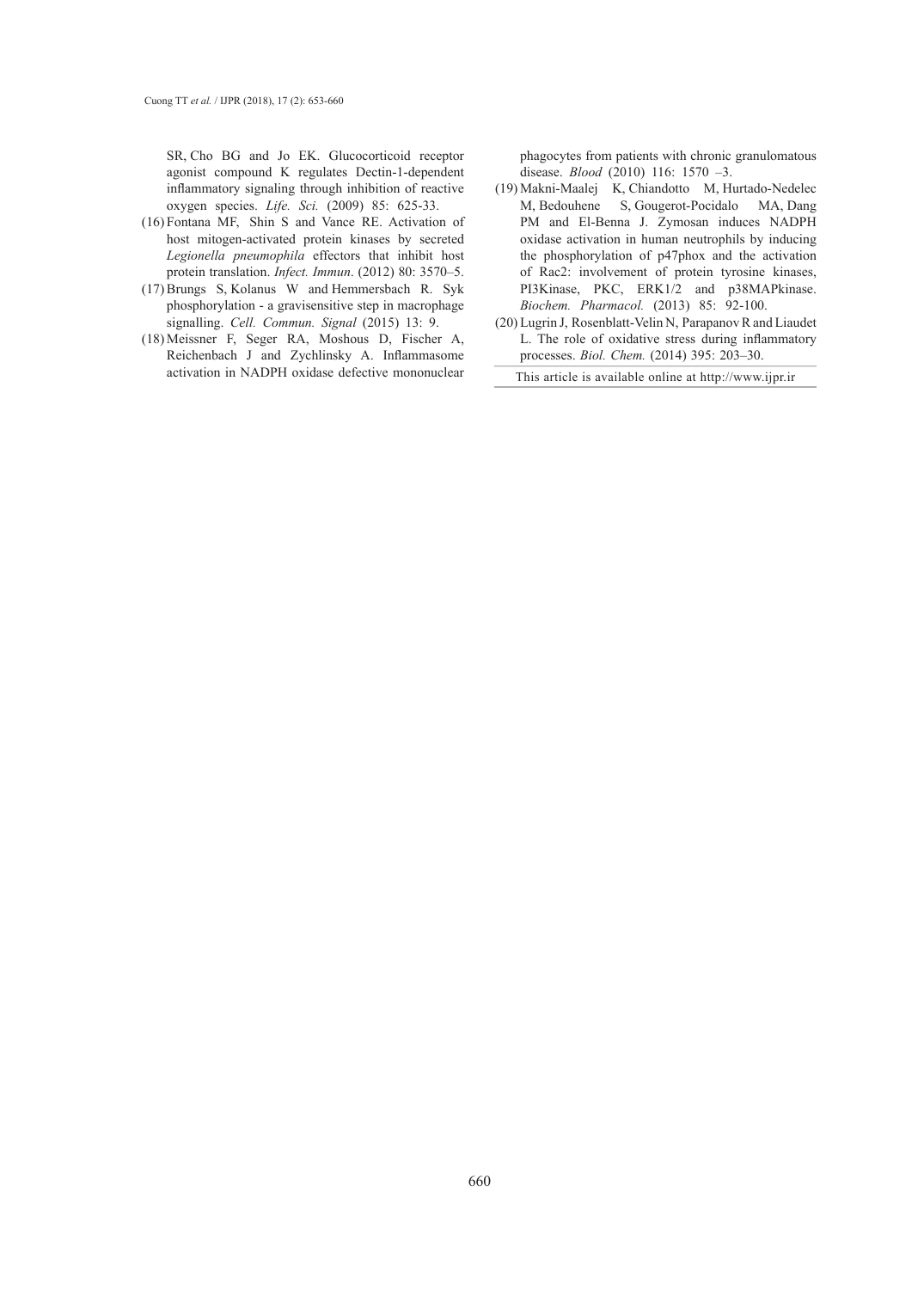SR, Cho BG and Jo EK. Glucocorticoid receptor agonist compound K regulates Dectin-1-dependent inflammatory signaling through inhibition of reactive oxygen species. *Life. Sci.* (2009) 85: 625-33.

(16) Fontana MF, Shin S and Vance RE. Activation of host mitogen-activated protein kinases by secreted *Legionella pneumophila* effectors that inhibit host protein translation. *Infect. Immun*. (2012) 80: 3570–5.

(17) Brungs S, Kolanus W and Hemmersbach R. Syk phosphorylation - a gravisensitive step in macrophage signalling. *Cell. Commun. Signal* (2015) 13: 9.

(18) Meissner F, Seger RA, Moshous D, Fischer A, Reichenbach J and Zychlinsky A. Inflammasome activation in NADPH oxidase defective mononuclear phagocytes from patients with chronic granulomatous disease. *Blood* (2010) 116: 1570 –3.

(19) Makni-Maalej K, Chiandotto M, Hurtado-Nedelec M, Bedouhene S, Gougerot-Pocidalo MA, Dang PM and El-Benna J. Zymosan induces NADPH oxidase activation in human neutrophils by inducing the phosphorylation of p47phox and the activation of Rac2: involvement of protein tyrosine kinases, PI3Kinase, PKC, ERK1/2 and p38MAPkinase. *Biochem. Pharmacol.* (2013) 85: 92-100.

(20) Lugrin J, Rosenblatt-Velin N, Parapanov R and Liaudet L. The role of oxidative stress during inflammatory processes. *Biol. Chem.* (2014) 395: 203–30.

This article is available online at http://www.ijpr.ir